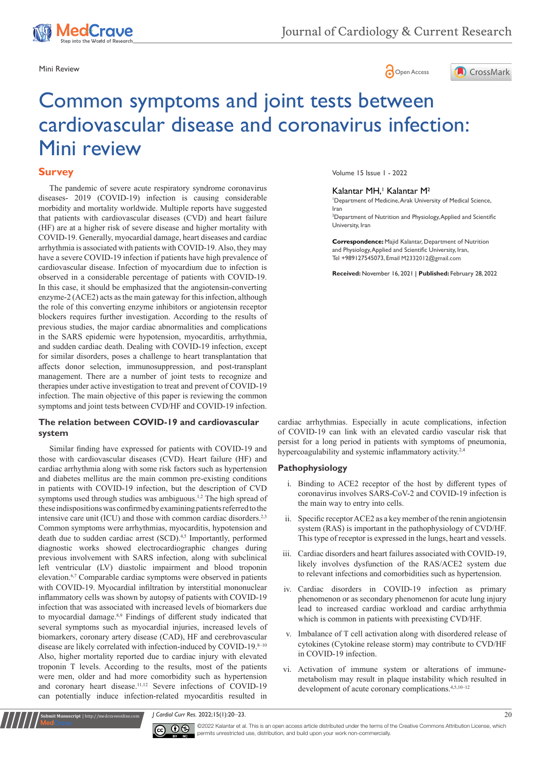Mini Review

# Common symptoms and joint tests between cardiovascular disease and coronavirus infection: Mini review

Volume 15 Issue 1 - 2022

Kalantar MH,[1] Kalantar M[2]

[1]Department of Medicine, Arak University of Medical Science, Iran

[2]Department of Nutrition and Physiology, Applied and Scientific University, Iran

**Correspondence:** Majid Kalantar, Department of Nutrition and Physiology, Applied and Scientific University, Iran, Tel +989127545073, Email M2332012@gmail.com

**Received:** November 16, 2021 | **Published:** February 28, 2022

## Survey

The pandemic of severe acute respiratory syndrome coronavirus diseases- 2019 (COVID-19) infection is causing considerable morbidity and mortality worldwide. Multiple reports have suggested that patients with cardiovascular diseases (CVD) and heart failure (HF) are at a higher risk of severe disease and higher mortality with COVID-19. Generally, myocardial damage, heart diseases and cardiac arrhythmia is associated with patients with COVID-19. Also, they may have a severe COVID-19 infection if patients have high prevalence of cardiovascular disease. Infection of myocardium due to infection is observed in a considerable percentage of patients with COVID-19. In this case, it should be emphasized that the angiotensin-converting enzyme-2 (ACE2) acts as the main gateway for this infection, although the role of this converting enzyme inhibitors or angiotensin receptor blockers requires further investigation. According to the results of previous studies, the major cardiac abnormalities and complications in the SARS epidemic were hypotension, myocarditis, arrhythmia, and sudden cardiac death. Dealing with COVID-19 infection, except for similar disorders, poses a challenge to heart transplantation that affects donor selection, immunosuppression, and post-transplant management. There are a number of joint tests to recognize and therapies under active investigation to treat and prevent of COVID-19 infection. The main objective of this paper is reviewing the common symptoms and joint tests between CVD/HF and COVID-19 infection.

## The relation between COVID-19 and cardiovascular system

Similar finding have expressed for patients with COVID-19 and those with cardiovascular diseases (CVD). Heart failure (HF) and cardiac arrhythmia along with some risk factors such as hypertension and diabetes mellitus are the main common pre-existing conditions in patients with COVID-19 infection, but the description of CVD symptoms used through studies was ambiguous.[1,2] The high spread of these indispositions was confirmed by examining patients referred to the intensive care unit (ICU) and those with common cardiac disorders.[2,3] Common symptoms were arrhythmias, myocarditis, hypotension and death due to sudden cardiac arrest (SCD).[4,5] Importantly, performed diagnostic works showed electrocardiographic changes during previous involvement with SARS infection, along with subclinical left ventricular (LV) diastolic impairment and blood troponin elevation.[6,7] Comparable cardiac symptoms were observed in patients with COVID-19. Myocardial infiltration by interstitial mononuclear inflammatory cells was shown by autopsy of patients with COVID-19 infection that was associated with increased levels of biomarkers due to myocardial damage.[8,9] Findings of different study indicated that several symptoms such as myocardial injuries, increased levels of biomarkers, coronary artery disease (CAD), HF and cerebrovascular disease are likely correlated with infection-induced by COVID-19.[8–10] Also, higher mortality reported due to cardiac injury with elevated troponin T levels. According to the results, most of the patients were men, older and had more comorbidity such as hypertension and coronary heart disease.[11,12] Severe infections of COVID-19 can potentially induce infection-related myocarditis resulted in cardiac arrhythmias. Especially in acute complications, infection of COVID-19 can link with an elevated cardio vascular risk that persist for a long period in patients with symptoms of pneumonia, hypercoagulability and systemic inflammatory activity.[2,4]

### Pathophysiology

i. Binding to ACE2 receptor of the host by different types of coronavirus involves SARS-CoV-2 and COVID-19 infection is the main way to entry into cells.

ii. Specific receptor ACE2 as a key member of the renin angiotensin system (RAS) is important in the pathophysiology of CVD/HF. This type of receptor is expressed in the lungs, heart and vessels.

iii. Cardiac disorders and heart failures associated with COVID-19, likely involves dysfunction of the RAS/ACE2 system due to relevant infections and comorbidities such as hypertension.

iv. Cardiac disorders in COVID-19 infection as primary phenomenon or as secondary phenomenon for acute lung injury lead to increased cardiac workload and cardiac arrhythmia which is common in patients with preexisting CVD/HF.

v. Imbalance of T cell activation along with disordered release of cytokines (Cytokine release storm) may contribute to CVD/HF in COVID-19 infection.

vi. Activation of immune system or alterations of immune-metabolism may result in plaque instability which resulted in development of acute coronary complications.[4,5,10–12]

©2022 Kalantar et al. This is an open access article distributed under the terms of the Creative Commons Attribution License, which permits unrestricted use, distribution, and build upon your work non-commercially.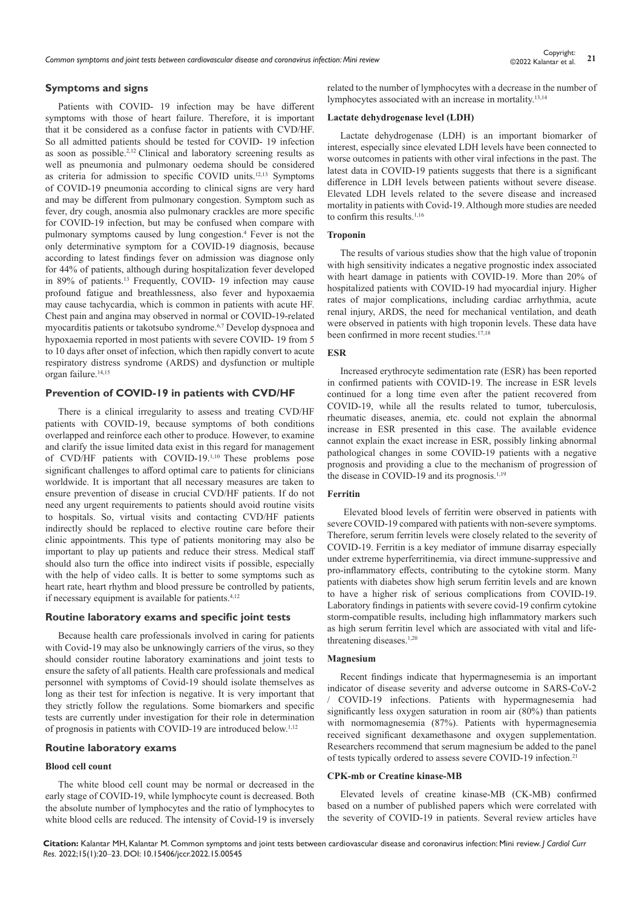## Symptoms and signs

Patients with COVID- 19 infection may be have different symptoms with those of heart failure. Therefore, it is important that it be considered as a confuse factor in patients with CVD/HF. So all admitted patients should be tested for COVID- 19 infection as soon as possible.[2,12] Clinical and laboratory screening results as well as pneumonia and pulmonary oedema should be considered as criteria for admission to specific COVID units.[12,13] Symptoms of COVID-19 pneumonia according to clinical signs are very hard and may be different from pulmonary congestion. Symptom such as fever, dry cough, anosmia also pulmonary crackles are more specific for COVID-19 infection, but may be confused when compare with pulmonary symptoms caused by lung congestion.[4] Fever is not the only determinative symptom for a COVID-19 diagnosis, because according to latest findings fever on admission was diagnose only for 44% of patients, although during hospitalization fever developed in 89% of patients.[13] Frequently, COVID- 19 infection may cause profound fatigue and breathlessness, also fever and hypoxaemia may cause tachycardia, which is common in patients with acute HF. Chest pain and angina may observed in normal or COVID-19-related myocarditis patients or takotsubo syndrome.[6,7] Develop dyspnoea and hypoxaemia reported in most patients with severe COVID- 19 from 5 to 10 days after onset of infection, which then rapidly convert to acute respiratory distress syndrome (ARDS) and dysfunction or multiple organ failure.[14,15]

## Prevention of COVID-19 in patients with CVD/HF

There is a clinical irregularity to assess and treating CVD/HF patients with COVID-19, because symptoms of both conditions overlapped and reinforce each other to produce. However, to examine and clarify the issue limited data exist in this regard for management of CVD/HF patients with COVID-19.[1,10] These problems pose significant challenges to afford optimal care to patients for clinicians worldwide. It is important that all necessary measures are taken to ensure prevention of disease in crucial CVD/HF patients. If do not need any urgent requirements to patients should avoid routine visits to hospitals. So, virtual visits and contacting CVD/HF patients indirectly should be replaced to elective routine care before their clinic appointments. This type of patients monitoring may also be important to play up patients and reduce their stress. Medical staff should also turn the office into indirect visits if possible, especially with the help of video calls. It is better to some symptoms such as heart rate, heart rhythm and blood pressure be controlled by patients, if necessary equipment is available for patients.[4,12]

## Routine laboratory exams and specific joint tests

Because health care professionals involved in caring for patients with Covid-19 may also be unknowingly carriers of the virus, so they should consider routine laboratory examinations and joint tests to ensure the safety of all patients. Health care professionals and medical personnel with symptoms of Covid-19 should isolate themselves as long as their test for infection is negative. It is very important that they strictly follow the regulations. Some biomarkers and specific tests are currently under investigation for their role in determination of prognosis in patients with COVID-19 are introduced below.[1,12]

## Routine laboratory exams

### Blood cell count

The white blood cell count may be normal or decreased in the early stage of COVID-19, while lymphocyte count is decreased. Both the absolute number of lymphocytes and the ratio of lymphocytes to white blood cells are reduced. The intensity of Covid-19 is inversely related to the number of lymphocytes with a decrease in the number of lymphocytes associated with an increase in mortality.[13,14]

### Lactate dehydrogenase level (LDH)

Lactate dehydrogenase (LDH) is an important biomarker of interest, especially since elevated LDH levels have been connected to worse outcomes in patients with other viral infections in the past. The latest data in COVID-19 patients suggests that there is a significant difference in LDH levels between patients without severe disease. Elevated LDH levels related to the severe disease and increased mortality in patients with Covid-19. Although more studies are needed to confirm this results.[1,16]

### Troponin

The results of various studies show that the high value of troponin with high sensitivity indicates a negative prognostic index associated with heart damage in patients with COVID-19. More than 20% of hospitalized patients with COVID-19 had myocardial injury. Higher rates of major complications, including cardiac arrhythmia, acute renal injury, ARDS, the need for mechanical ventilation, and death were observed in patients with high troponin levels. These data have been confirmed in more recent studies.[17,18]

### ESR

Increased erythrocyte sedimentation rate (ESR) has been reported in confirmed patients with COVID-19. The increase in ESR levels continued for a long time even after the patient recovered from COVID-19, while all the results related to tumor, tuberculosis, rheumatic diseases, anemia, etc. could not explain the abnormal increase in ESR presented in this case. The available evidence cannot explain the exact increase in ESR, possibly linking abnormal pathological changes in some COVID-19 patients with a negative prognosis and providing a clue to the mechanism of progression of the disease in COVID-19 and its prognosis.[1,19]

### Ferritin

Elevated blood levels of ferritin were observed in patients with severe COVID-19 compared with patients with non-severe symptoms. Therefore, serum ferritin levels were closely related to the severity of COVID-19. Ferritin is a key mediator of immune disarray especially under extreme hyperferritinemia, via direct immune-suppressive and pro-inflammatory effects, contributing to the cytokine storm. Many patients with diabetes show high serum ferritin levels and are known to have a higher risk of serious complications from COVID-19. Laboratory findings in patients with severe covid-19 confirm cytokine storm-compatible results, including high inflammatory markers such as high serum ferritin level which are associated with vital and life-threatening diseases.[1,20]

### Magnesium

Recent findings indicate that hypermagnesemia is an important indicator of disease severity and adverse outcome in SARS-CoV-2 / COVID-19 infections. Patients with hypermagnesemia had significantly less oxygen saturation in room air (80%) than patients with normomagnesemia (87%). Patients with hypermagnesemia received significant dexamethasone and oxygen supplementation. Researchers recommend that serum magnesium be added to the panel of tests typically ordered to assess severe COVID-19 infection.[21]

### CPK-mb or Creatine kinase-MB

Elevated levels of creatine kinase-MB (CK-MB) confirmed based on a number of published papers which were correlated with the severity of COVID-19 in patients. Several review articles have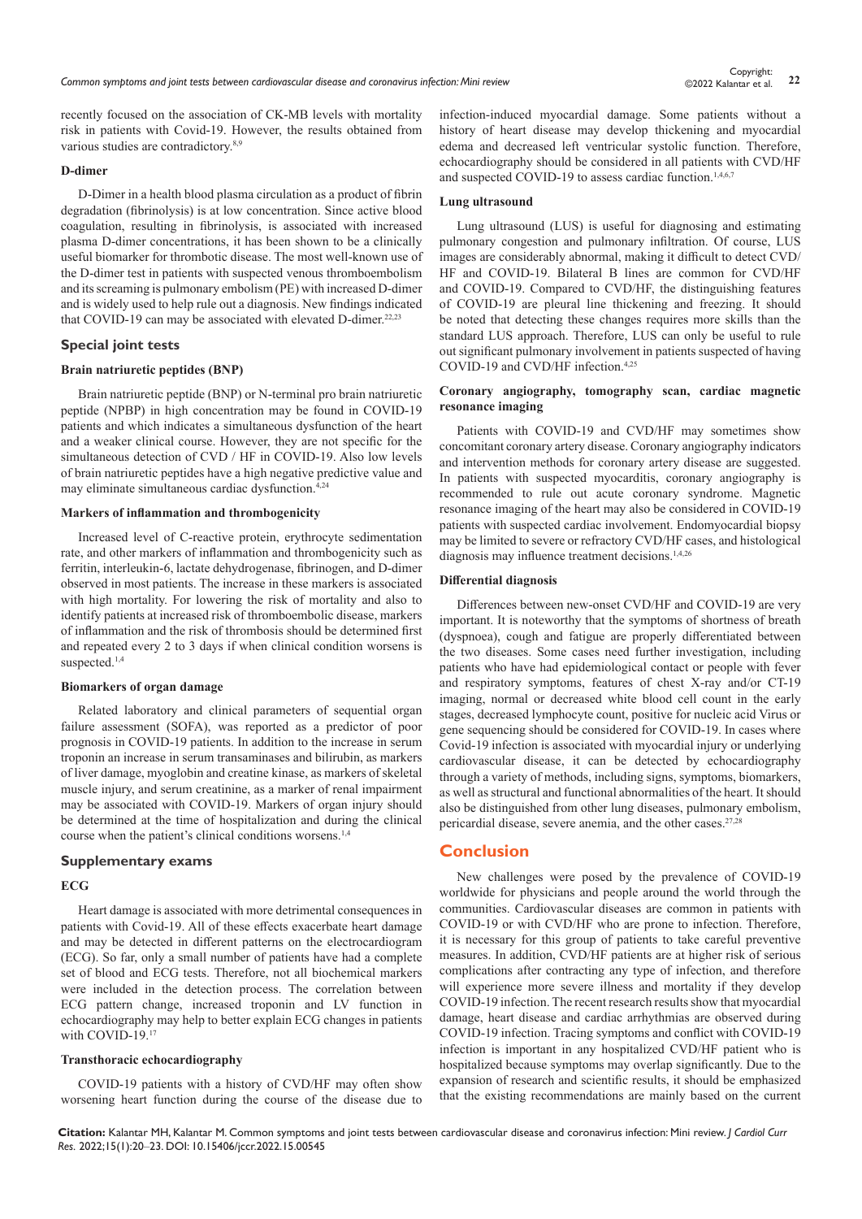recently focused on the association of CK-MB levels with mortality risk in patients with Covid-19. However, the results obtained from various studies are contradictory.[8,9]

### D-dimer

D-Dimer in a health blood plasma circulation as a product of fibrin degradation (fibrinolysis) is at low concentration. Since active blood coagulation, resulting in fibrinolysis, is associated with increased plasma D-dimer concentrations, it has been shown to be a clinically useful biomarker for thrombotic disease. The most well-known use of the D-dimer test in patients with suspected venous thromboembolism and its screaming is pulmonary embolism (PE) with increased D-dimer and is widely used to help rule out a diagnosis. New findings indicated that COVID-19 can may be associated with elevated D-dimer.[22,23]

## Special joint tests

### Brain natriuretic peptides (BNP)

Brain natriuretic peptide (BNP) or N-terminal pro brain natriuretic peptide (NPBP) in high concentration may be found in COVID-19 patients and which indicates a simultaneous dysfunction of the heart and a weaker clinical course. However, they are not specific for the simultaneous detection of CVD / HF in COVID-19. Also low levels of brain natriuretic peptides have a high negative predictive value and may eliminate simultaneous cardiac dysfunction.[4,24]

### Markers of inflammation and thrombogenicity

Increased level of C-reactive protein, erythrocyte sedimentation rate, and other markers of inflammation and thrombogenicity such as ferritin, interleukin-6, lactate dehydrogenase, fibrinogen, and D-dimer observed in most patients. The increase in these markers is associated with high mortality. For lowering the risk of mortality and also to identify patients at increased risk of thromboembolic disease, markers of inflammation and the risk of thrombosis should be determined first and repeated every 2 to 3 days if when clinical condition worsens is suspected.[1,4]

### Biomarkers of organ damage

Related laboratory and clinical parameters of sequential organ failure assessment (SOFA), was reported as a predictor of poor prognosis in COVID-19 patients. In addition to the increase in serum troponin an increase in serum transaminases and bilirubin, as markers of liver damage, myoglobin and creatine kinase, as markers of skeletal muscle injury, and serum creatinine, as a marker of renal impairment may be associated with COVID-19. Markers of organ injury should be determined at the time of hospitalization and during the clinical course when the patient's clinical conditions worsens.[1,4]

## Supplementary exams

### ECG

Heart damage is associated with more detrimental consequences in patients with Covid-19. All of these effects exacerbate heart damage and may be detected in different patterns on the electrocardiogram (ECG). So far, only a small number of patients have had a complete set of blood and ECG tests. Therefore, not all biochemical markers were included in the detection process. The correlation between ECG pattern change, increased troponin and LV function in echocardiography may help to better explain ECG changes in patients with COVID-19.[17]

### Transthoracic echocardiography

COVID-19 patients with a history of CVD/HF may often show worsening heart function during the course of the disease due to infection-induced myocardial damage. Some patients without a history of heart disease may develop thickening and myocardial edema and decreased left ventricular systolic function. Therefore, echocardiography should be considered in all patients with CVD/HF and suspected COVID-19 to assess cardiac function.[1,4,6,7]

### Lung ultrasound

Lung ultrasound (LUS) is useful for diagnosing and estimating pulmonary congestion and pulmonary infiltration. Of course, LUS images are considerably abnormal, making it difficult to detect CVD/HF and COVID-19. Bilateral B lines are common for CVD/HF and COVID-19. Compared to CVD/HF, the distinguishing features of COVID-19 are pleural line thickening and freezing. It should be noted that detecting these changes requires more skills than the standard LUS approach. Therefore, LUS can only be useful to rule out significant pulmonary involvement in patients suspected of having COVID-19 and CVD/HF infection.[4,25]

### Coronary angiography, tomography scan, cardiac magnetic resonance imaging

Patients with COVID-19 and CVD/HF may sometimes show concomitant coronary artery disease. Coronary angiography indicators and intervention methods for coronary artery disease are suggested. In patients with suspected myocarditis, coronary angiography is recommended to rule out acute coronary syndrome. Magnetic resonance imaging of the heart may also be considered in COVID-19 patients with suspected cardiac involvement. Endomyocardial biopsy may be limited to severe or refractory CVD/HF cases, and histological diagnosis may influence treatment decisions.[1,4,26]

### Differential diagnosis

Differences between new-onset CVD/HF and COVID-19 are very important. It is noteworthy that the symptoms of shortness of breath (dyspnoea), cough and fatigue are properly differentiated between the two diseases. Some cases need further investigation, including patients who have had epidemiological contact or people with fever and respiratory symptoms, features of chest X-ray and/or CT-19 imaging, normal or decreased white blood cell count in the early stages, decreased lymphocyte count, positive for nucleic acid Virus or gene sequencing should be considered for COVID-19. In cases where Covid-19 infection is associated with myocardial injury or underlying cardiovascular disease, it can be detected by echocardiography through a variety of methods, including signs, symptoms, biomarkers, as well as structural and functional abnormalities of the heart. It should also be distinguished from other lung diseases, pulmonary embolism, pericardial disease, severe anemia, and the other cases.[27,28]

## Conclusion

New challenges were posed by the prevalence of COVID-19 worldwide for physicians and people around the world through the communities. Cardiovascular diseases are common in patients with COVID-19 or with CVD/HF who are prone to infection. Therefore, it is necessary for this group of patients to take careful preventive measures. In addition, CVD/HF patients are at higher risk of serious complications after contracting any type of infection, and therefore will experience more severe illness and mortality if they develop COVID-19 infection. The recent research results show that myocardial damage, heart disease and cardiac arrhythmias are observed during COVID-19 infection. Tracing symptoms and conflict with COVID-19 infection is important in any hospitalized CVD/HF patient who is hospitalized because symptoms may overlap significantly. Due to the expansion of research and scientific results, it should be emphasized that the existing recommendations are mainly based on the current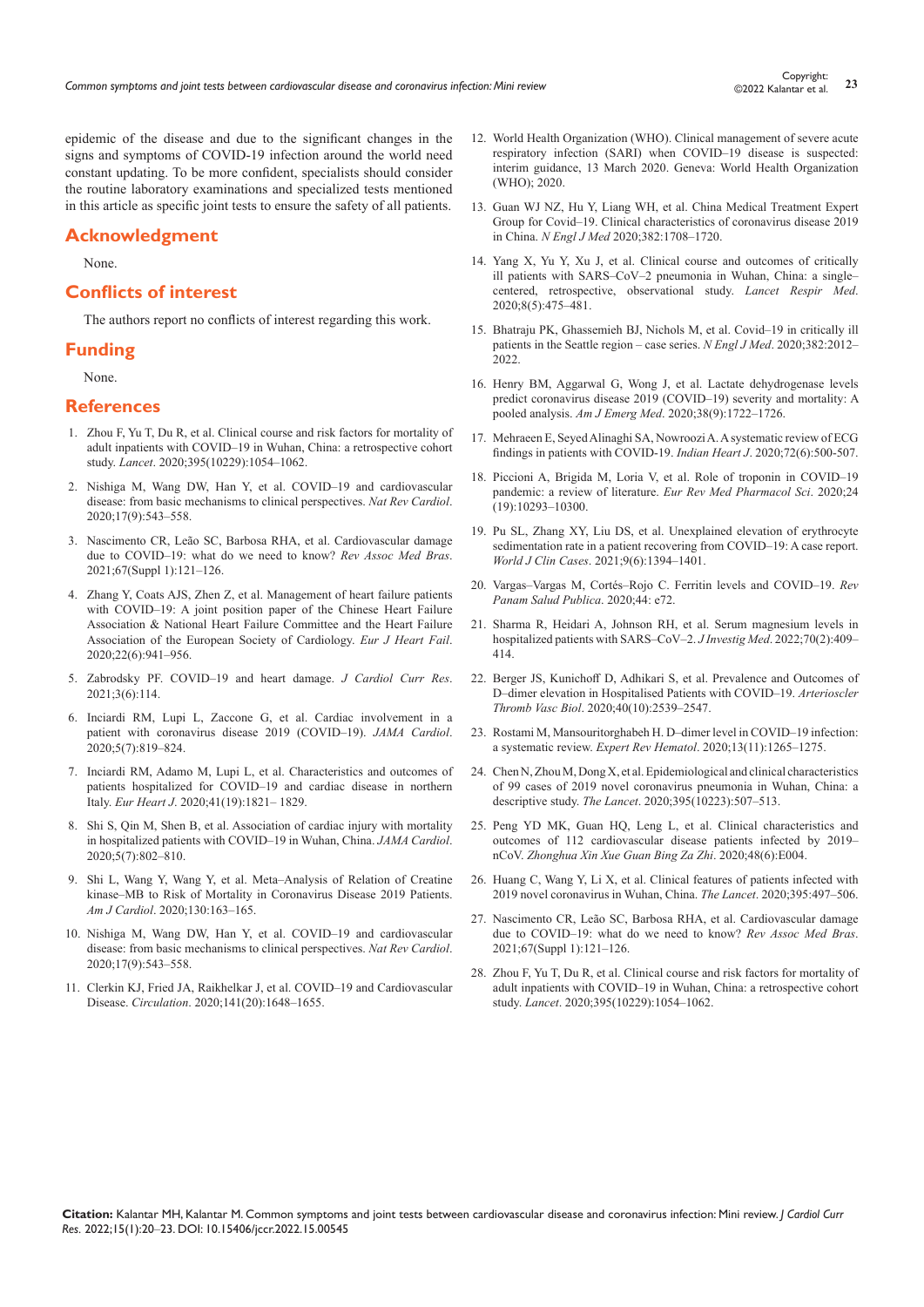epidemic of the disease and due to the significant changes in the signs and symptoms of COVID-19 infection around the world need constant updating. To be more confident, specialists should consider the routine laboratory examinations and specialized tests mentioned in this article as specific joint tests to ensure the safety of all patients.

## Acknowledgment

None.

## Conflicts of interest

The authors report no conflicts of interest regarding this work.

## Funding

None.

## References

1. Zhou F, Yu T, Du R, et al. Clinical course and risk factors for mortality of adult inpatients with COVID–19 in Wuhan, China: a retrospective cohort study. *Lancet*. 2020;395(10229):1054–1062.
2. Nishiga M, Wang DW, Han Y, et al. COVID–19 and cardiovascular disease: from basic mechanisms to clinical perspectives. *Nat Rev Cardiol*. 2020;17(9):543–558.
3. Nascimento CR, Leão SC, Barbosa RHA, et al. Cardiovascular damage due to COVID–19: what do we need to know? *Rev Assoc Med Bras*. 2021;67(Suppl 1):121–126.
4. Zhang Y, Coats AJS, Zhen Z, et al. Management of heart failure patients with COVID–19: A joint position paper of the Chinese Heart Failure Association & National Heart Failure Committee and the Heart Failure Association of the European Society of Cardiology. *Eur J Heart Fail*. 2020;22(6):941–956.
5. Zabrodsky PF. COVID–19 and heart damage. *J Cardiol Curr Res*. 2021;3(6):114.
6. Inciardi RM, Lupi L, Zaccone G, et al. Cardiac involvement in a patient with coronavirus disease 2019 (COVID–19). *JAMA Cardiol*. 2020;5(7):819–824.
7. Inciardi RM, Adamo M, Lupi L, et al. Characteristics and outcomes of patients hospitalized for COVID–19 and cardiac disease in northern Italy. *Eur Heart J*. 2020;41(19):1821– 1829.
8. Shi S, Qin M, Shen B, et al. Association of cardiac injury with mortality in hospitalized patients with COVID–19 in Wuhan, China. *JAMA Cardiol*. 2020;5(7):802–810.
9. Shi L, Wang Y, Wang Y, et al. Meta–Analysis of Relation of Creatine kinase–MB to Risk of Mortality in Coronavirus Disease 2019 Patients. *Am J Cardiol*. 2020;130:163–165.
10. Nishiga M, Wang DW, Han Y, et al. COVID–19 and cardiovascular disease: from basic mechanisms to clinical perspectives. *Nat Rev Cardiol*. 2020;17(9):543–558.
11. Clerkin KJ, Fried JA, Raikhelkar J, et al. COVID–19 and Cardiovascular Disease. *Circulation*. 2020;141(20):1648–1655.
12. World Health Organization (WHO). Clinical management of severe acute respiratory infection (SARI) when COVID–19 disease is suspected: interim guidance, 13 March 2020. Geneva: World Health Organization (WHO); 2020.
13. Guan WJ NZ, Hu Y, Liang WH, et al. China Medical Treatment Expert Group for Covid–19. Clinical characteristics of coronavirus disease 2019 in China. *N Engl J Med* 2020;382:1708–1720.
14. Yang X, Yu Y, Xu J, et al. Clinical course and outcomes of critically ill patients with SARS–CoV–2 pneumonia in Wuhan, China: a single–centered, retrospective, observational study. *Lancet Respir Med*. 2020;8(5):475–481.
15. Bhatraju PK, Ghassemieh BJ, Nichols M, et al. Covid–19 in critically ill patients in the Seattle region – case series. *N Engl J Med*. 2020;382:2012–2022.
16. Henry BM, Aggarwal G, Wong J, et al. Lactate dehydrogenase levels predict coronavirus disease 2019 (COVID–19) severity and mortality: A pooled analysis. *Am J Emerg Med*. 2020;38(9):1722–1726.
17. Mehraeen E, SeyedAlinaghi SA, Nowroozi A. A systematic review of ECG findings in patients with COVID-19. *Indian Heart J*. 2020;72(6):500-507.
18. Piccioni A, Brigida M, Loria V, et al. Role of troponin in COVID–19 pandemic: a review of literature. *Eur Rev Med Pharmacol Sci*. 2020;24 (19):10293–10300.
19. Pu SL, Zhang XY, Liu DS, et al. Unexplained elevation of erythrocyte sedimentation rate in a patient recovering from COVID–19: A case report. *World J Clin Cases*. 2021;9(6):1394–1401.
20. Vargas–Vargas M, Cortés–Rojo C. Ferritin levels and COVID–19. *Rev Panam Salud Publica*. 2020;44: e72.
21. Sharma R, Heidari A, Johnson RH, et al. Serum magnesium levels in hospitalized patients with SARS–CoV–2. *J Investig Med*. 2022;70(2):409–414.
22. Berger JS, Kunichoff D, Adhikari S, et al. Prevalence and Outcomes of D–dimer elevation in Hospitalised Patients with COVID–19. *Arterioscler Thromb Vasc Biol*. 2020;40(10):2539–2547.
23. Rostami M, Mansouritorghabeh H. D–dimer level in COVID–19 infection: a systematic review. *Expert Rev Hematol*. 2020;13(11):1265–1275.
24. Chen N, Zhou M, Dong X, et al. Epidemiological and clinical characteristics of 99 cases of 2019 novel coronavirus pneumonia in Wuhan, China: a descriptive study. *The Lancet*. 2020;395(10223):507–513.
25. Peng YD MK, Guan HQ, Leng L, et al. Clinical characteristics and outcomes of 112 cardiovascular disease patients infected by 2019–nCoV. *Zhonghua Xin Xue Guan Bing Za Zhi*. 2020;48(6):E004.
26. Huang C, Wang Y, Li X, et al. Clinical features of patients infected with 2019 novel coronavirus in Wuhan, China. *The Lancet*. 2020;395:497–506.
27. Nascimento CR, Leão SC, Barbosa RHA, et al. Cardiovascular damage due to COVID–19: what do we need to know? *Rev Assoc Med Bras*. 2021;67(Suppl 1):121–126.
28. Zhou F, Yu T, Du R, et al. Clinical course and risk factors for mortality of adult inpatients with COVID–19 in Wuhan, China: a retrospective cohort study. *Lancet*. 2020;395(10229):1054–1062.